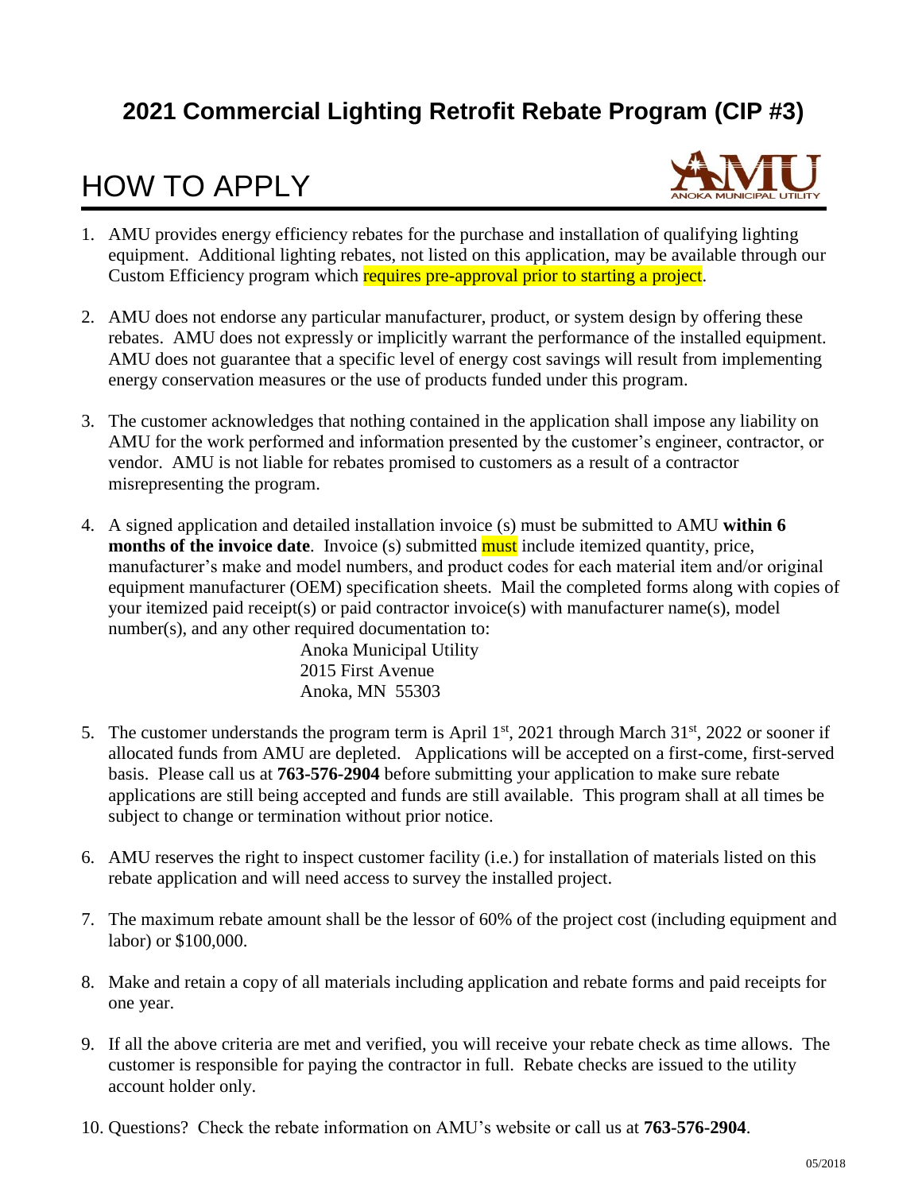# 2021 Commercial Lighting Retrofit Rebate Program (CIP #3)

## HOW TO APPLY

1. AMU provides energy efficiency rebates for the purchase and installation of qualifying lighting equipment. Additional lighting rebates, not listed on this application, may be available through our Custom Efficiency program which requires pre-approval prior to starting a project.

2. AMU does not endorse any particular manufacturer, product, or system design by offering these rebates. AMU does not expressly or implicitly warrant the performance of the installed equipment. AMU does not guarantee that a specific level of energy cost savings will result from implementing energy conservation measures or the use of products funded under this program.

3. The customer acknowledges that nothing contained in the application shall impose any liability on AMU for the work performed and information presented by the customer's engineer, contractor, or vendor. AMU is not liable for rebates promised to customers as a result of a contractor misrepresenting the program.

4. A signed application and detailed installation invoice (s) must be submitted to AMU **within 6 months of the invoice date**. Invoice (s) submitted must include itemized quantity, price, manufacturer's make and model numbers, and product codes for each material item and/or original equipment manufacturer (OEM) specification sheets. Mail the completed forms along with copies of your itemized paid receipt(s) or paid contractor invoice(s) with manufacturer name(s), model number(s), and any other required documentation to:

   Anoka Municipal Utility
   2015 First Avenue
   Anoka, MN 55303

5. The customer understands the program term is April 1st, 2021 through March 31st, 2022 or sooner if allocated funds from AMU are depleted. Applications will be accepted on a first-come, first-served basis. Please call us at **763-576-2904** before submitting your application to make sure rebate applications are still being accepted and funds are still available. This program shall at all times be subject to change or termination without prior notice.

6. AMU reserves the right to inspect customer facility (i.e.) for installation of materials listed on this rebate application and will need access to survey the installed project.

7. The maximum rebate amount shall be the lessor of 60% of the project cost (including equipment and labor) or $100,000.

8. Make and retain a copy of all materials including application and rebate forms and paid receipts for one year.

9. If all the above criteria are met and verified, you will receive your rebate check as time allows. The customer is responsible for paying the contractor in full. Rebate checks are issued to the utility account holder only.

10. Questions? Check the rebate information on AMU's website or call us at **763-576-2904**.

05/2018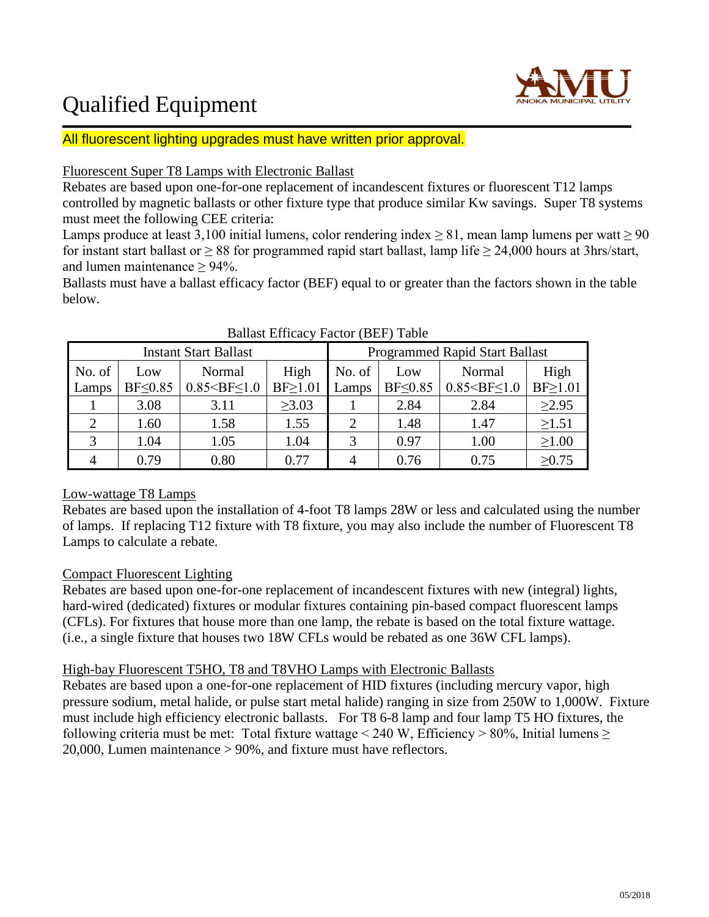# Qualified Equipment

All fluorescent lighting upgrades must have written prior approval.

Fluorescent Super T8 Lamps with Electronic Ballast

Rebates are based upon one-for-one replacement of incandescent fixtures or fluorescent T12 lamps controlled by magnetic ballasts or other fixture type that produce similar Kw savings. Super T8 systems must meet the following CEE criteria:

Lamps produce at least 3,100 initial lumens, color rendering index ≥ 81, mean lamp lumens per watt ≥ 90 for instant start ballast or ≥ 88 for programmed rapid start ballast, lamp life ≥ 24,000 hours at 3hrs/start, and lumen maintenance ≥ 94%.

Ballasts must have a ballast efficacy factor (BEF) equal to or greater than the factors shown in the table below.

Ballast Efficacy Factor (BEF) Table

| Instant Start Ballast | | | | Programmed Rapid Start Ballast | | | |
|---|---|---|---|---|---|---|---|
| No. of Lamps | Low BF≤0.85 | Normal 0.85<BF≤1.0 | High BF≥1.01 | No. of Lamps | Low BF≤0.85 | Normal 0.85<BF≤1.0 | High BF≥1.01 |
| 1 | 3.08 | 3.11 | ≥3.03 | 1 | 2.84 | 2.84 | ≥2.95 |
| 2 | 1.60 | 1.58 | 1.55 | 2 | 1.48 | 1.47 | ≥1.51 |
| 3 | 1.04 | 1.05 | 1.04 | 3 | 0.97 | 1.00 | ≥1.00 |
| 4 | 0.79 | 0.80 | 0.77 | 4 | 0.76 | 0.75 | ≥0.75 |

Low-wattage T8 Lamps

Rebates are based upon the installation of 4-foot T8 lamps 28W or less and calculated using the number of lamps. If replacing T12 fixture with T8 fixture, you may also include the number of Fluorescent T8 Lamps to calculate a rebate.

Compact Fluorescent Lighting

Rebates are based upon one-for-one replacement of incandescent fixtures with new (integral) lights, hard-wired (dedicated) fixtures or modular fixtures containing pin-based compact fluorescent lamps (CFLs). For fixtures that house more than one lamp, the rebate is based on the total fixture wattage. (i.e., a single fixture that houses two 18W CFLs would be rebated as one 36W CFL lamps).

High-bay Fluorescent T5HO, T8 and T8VHO Lamps with Electronic Ballasts

Rebates are based upon a one-for-one replacement of HID fixtures (including mercury vapor, high pressure sodium, metal halide, or pulse start metal halide) ranging in size from 250W to 1,000W. Fixture must include high efficiency electronic ballasts. For T8 6-8 lamp and four lamp T5 HO fixtures, the following criteria must be met: Total fixture wattage < 240 W, Efficiency > 80%, Initial lumens ≥ 20,000, Lumen maintenance > 90%, and fixture must have reflectors.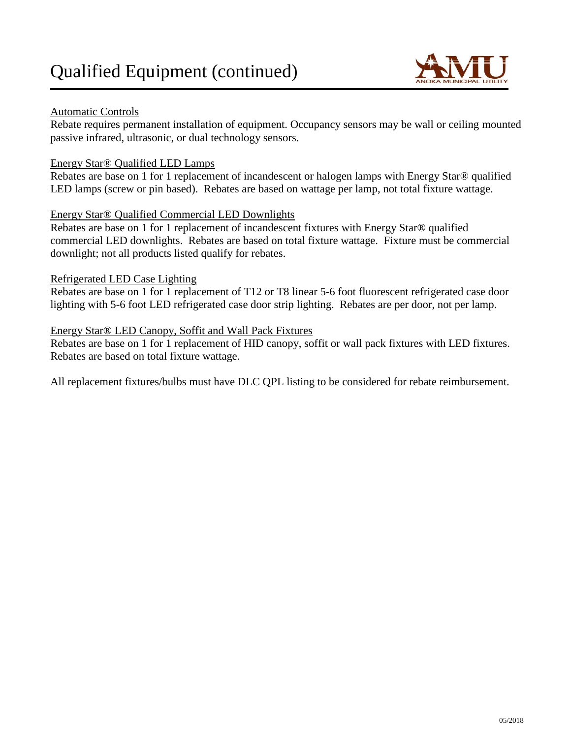# Qualified Equipment (continued)

<u>Automatic Controls</u>

Rebate requires permanent installation of equipment. Occupancy sensors may be wall or ceiling mounted passive infrared, ultrasonic, or dual technology sensors.

<u>Energy Star® Qualified LED Lamps</u>

Rebates are base on 1 for 1 replacement of incandescent or halogen lamps with Energy Star® qualified LED lamps (screw or pin based). Rebates are based on wattage per lamp, not total fixture wattage.

<u>Energy Star® Qualified Commercial LED Downlights</u>

Rebates are base on 1 for 1 replacement of incandescent fixtures with Energy Star® qualified commercial LED downlights. Rebates are based on total fixture wattage. Fixture must be commercial downlight; not all products listed qualify for rebates.

<u>Refrigerated LED Case Lighting</u>

Rebates are base on 1 for 1 replacement of T12 or T8 linear 5-6 foot fluorescent refrigerated case door lighting with 5-6 foot LED refrigerated case door strip lighting. Rebates are per door, not per lamp.

<u>Energy Star® LED Canopy, Soffit and Wall Pack Fixtures</u>

Rebates are base on 1 for 1 replacement of HID canopy, soffit or wall pack fixtures with LED fixtures. Rebates are based on total fixture wattage.

All replacement fixtures/bulbs must have DLC QPL listing to be considered for rebate reimbursement.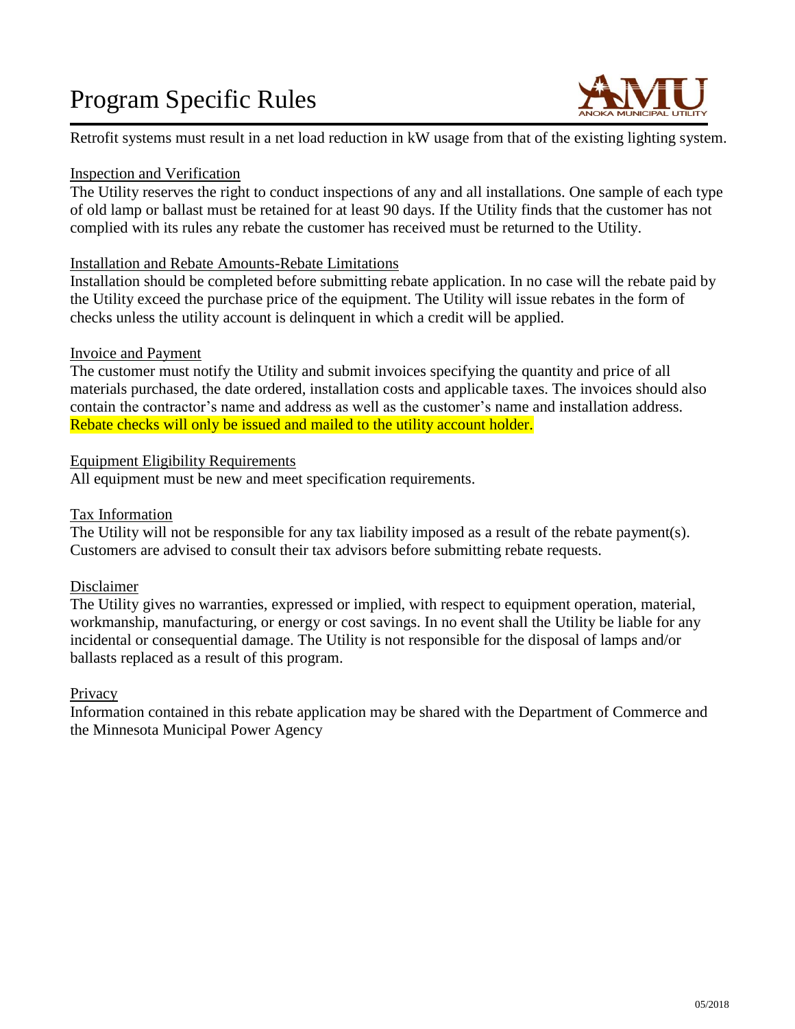# Program Specific Rules

Retrofit systems must result in a net load reduction in kW usage from that of the existing lighting system.

## Inspection and Verification

The Utility reserves the right to conduct inspections of any and all installations. One sample of each type of old lamp or ballast must be retained for at least 90 days. If the Utility finds that the customer has not complied with its rules any rebate the customer has received must be returned to the Utility.

## Installation and Rebate Amounts-Rebate Limitations

Installation should be completed before submitting rebate application. In no case will the rebate paid by the Utility exceed the purchase price of the equipment. The Utility will issue rebates in the form of checks unless the utility account is delinquent in which a credit will be applied.

## Invoice and Payment

The customer must notify the Utility and submit invoices specifying the quantity and price of all materials purchased, the date ordered, installation costs and applicable taxes. The invoices should also contain the contractor's name and address as well as the customer's name and installation address. Rebate checks will only be issued and mailed to the utility account holder.

## Equipment Eligibility Requirements

All equipment must be new and meet specification requirements.

## Tax Information

The Utility will not be responsible for any tax liability imposed as a result of the rebate payment(s). Customers are advised to consult their tax advisors before submitting rebate requests.

## Disclaimer

The Utility gives no warranties, expressed or implied, with respect to equipment operation, material, workmanship, manufacturing, or energy or cost savings. In no event shall the Utility be liable for any incidental or consequential damage. The Utility is not responsible for the disposal of lamps and/or ballasts replaced as a result of this program.

## Privacy

Information contained in this rebate application may be shared with the Department of Commerce and the Minnesota Municipal Power Agency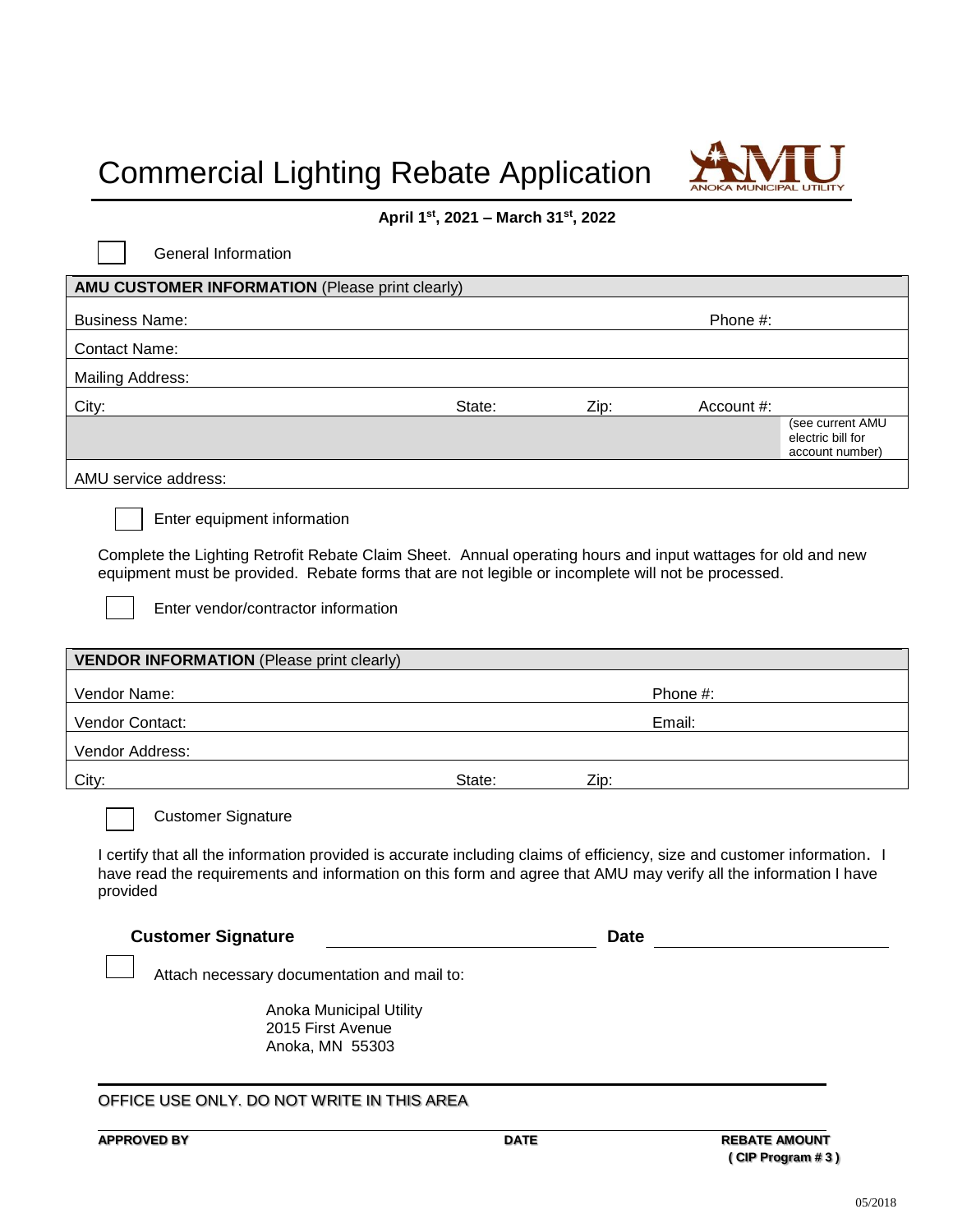# Commercial Lighting Rebate Application

ANOKA MUNICIPAL UTILITY

**April 1st, 2021 – March 31st, 2022**

☐ General Information

| **AMU CUSTOMER INFORMATION** (Please print clearly) | | | |
|---|---|---|---|
| Business Name: | | | Phone #: |
| Contact Name: | | | |
| Mailing Address: | | | |
| City: | State: | Zip: | Account #: |
| | | | (see current AMU electric bill for account number) |
| AMU service address: | | | |

☐ Enter equipment information

Complete the Lighting Retrofit Rebate Claim Sheet. Annual operating hours and input wattages for old and new equipment must be provided. Rebate forms that are not legible or incomplete will not be processed.

☐ Enter vendor/contractor information

| **VENDOR INFORMATION** (Please print clearly) | | |
|---|---|---|
| Vendor Name: | | Phone #: |
| Vendor Contact: | | Email: |
| Vendor Address: | | |
| City: | State: | Zip: |

☐ Customer Signature

I certify that all the information provided is accurate including claims of efficiency, size and customer information. I have read the requirements and information on this form and agree that AMU may verify all the information I have provided

**Customer Signature** ______________________ **Date** ______________________

☐ Attach necessary documentation and mail to:

Anoka Municipal Utility
2015 First Avenue
Anoka, MN 55303

OFFICE USE ONLY. DO NOT WRITE IN THIS AREA

| **APPROVED BY** | **DATE** | **REBATE AMOUNT** **( CIP Program # 3 )** |
|---|---|---|

05/2018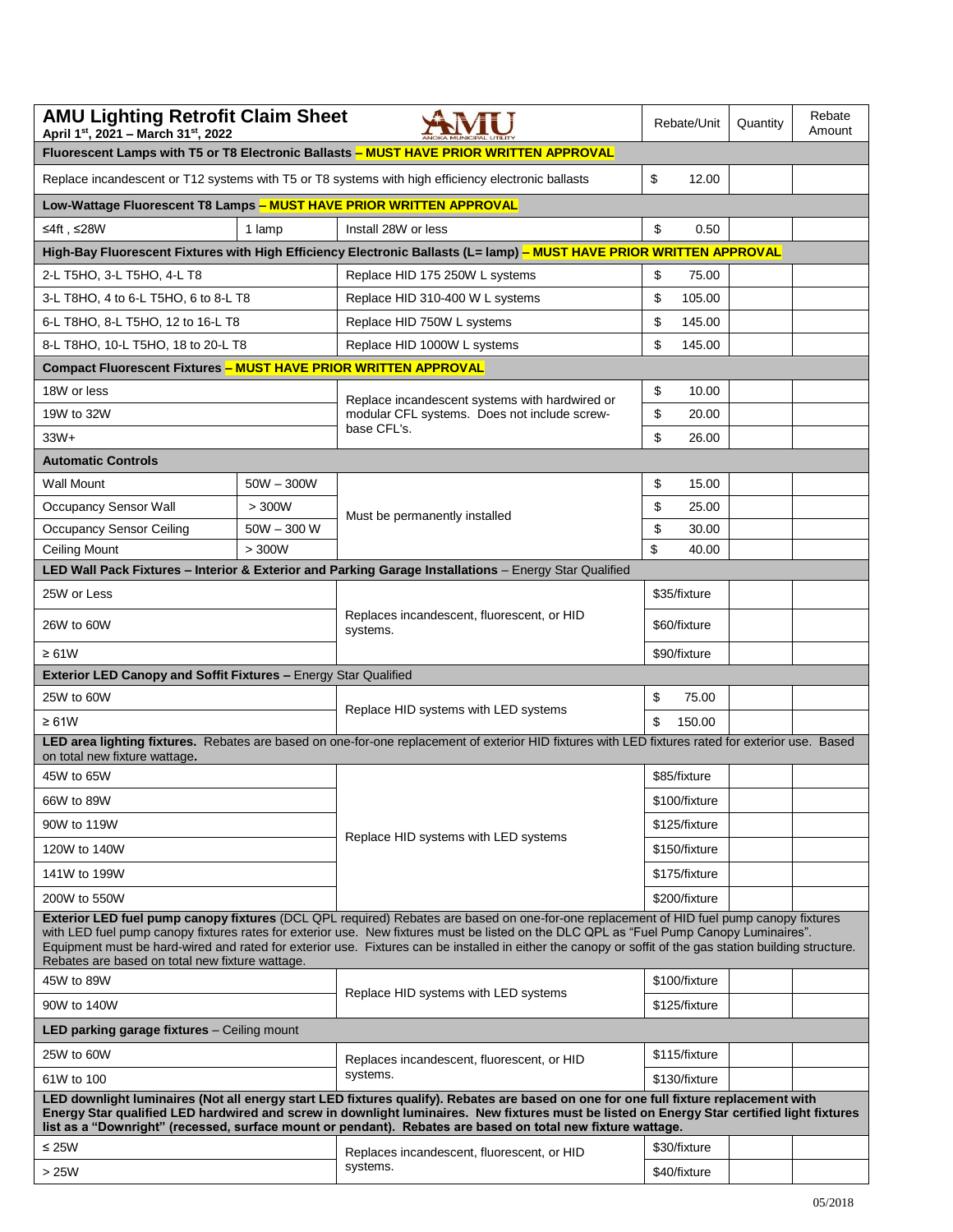# AMU Lighting Retrofit Claim Sheet

**April 1st, 2021 – March 31st, 2022**

| | | | Rebate/Unit | Quantity | Rebate Amount |
|---|---|---|---|---|---|
| **Fluorescent Lamps with T5 or T8 Electronic Ballasts – MUST HAVE PRIOR WRITTEN APPROVAL** | | | | | |
| Replace incandescent or T12 systems with T5 or T8 systems with high efficiency electronic ballasts | | | $ 12.00 | | |
| **Low-Wattage Fluorescent T8 Lamps – MUST HAVE PRIOR WRITTEN APPROVAL** | | | | | |
| ≤4ft , ≤28W | 1 lamp | Install 28W or less | $ 0.50 | | |
| **High-Bay Fluorescent Fixtures with High Efficiency Electronic Ballasts (L= lamp) – MUST HAVE PRIOR WRITTEN APPROVAL** | | | | | |
| 2-L T5HO, 3-L T5HO, 4-L T8 | | Replace HID 175 250W L systems | $ 75.00 | | |
| 3-L T8HO, 4 to 6-L T5HO, 6 to 8-L T8 | | Replace HID 310-400 W L systems | $ 105.00 | | |
| 6-L T8HO, 8-L T5HO, 12 to 16-L T8 | | Replace HID 750W L systems | $ 145.00 | | |
| 8-L T8HO, 10-L T5HO, 18 to 20-L T8 | | Replace HID 1000W L systems | $ 145.00 | | |
| **Compact Fluorescent Fixtures – MUST HAVE PRIOR WRITTEN APPROVAL** | | | | | |
| 18W or less | | Replace incandescent systems with hardwired or modular CFL systems. Does not include screw-base CFL's. | $ 10.00 | | |
| 19W to 32W | | | $ 20.00 | | |
| 33W+ | | | $ 26.00 | | |
| **Automatic Controls** | | | | | |
| Wall Mount | 50W – 300W | Must be permanently installed | $ 15.00 | | |
| Occupancy Sensor Wall | > 300W | | $ 25.00 | | |
| Occupancy Sensor Ceiling | 50W – 300 W | | $ 30.00 | | |
| Ceiling Mount | > 300W | | $ 40.00 | | |
| **LED Wall Pack Fixtures – Interior & Exterior and Parking Garage Installations** – Energy Star Qualified | | | | | |
| 25W or Less | | Replaces incandescent, fluorescent, or HID systems. | $35/fixture | | |
| 26W to 60W | | | $60/fixture | | |
| ≥ 61W | | | $90/fixture | | |
| **Exterior LED Canopy and Soffit Fixtures –** Energy Star Qualified | | | | | |
| 25W to 60W | | Replace HID systems with LED systems | $ 75.00 | | |
| ≥ 61W | | | $ 150.00 | | |
| **LED area lighting fixtures.** Rebates are based on one-for-one replacement of exterior HID fixtures with LED fixtures rated for exterior use. Based on total new fixture wattage**.** | | | | | |
| 45W to 65W | | Replace HID systems with LED systems | $85/fixture | | |
| 66W to 89W | | | $100/fixture | | |
| 90W to 119W | | | $125/fixture | | |
| 120W to 140W | | | $150/fixture | | |
| 141W to 199W | | | $175/fixture | | |
| 200W to 550W | | | $200/fixture | | |
| **Exterior LED fuel pump canopy fixtures** (DCL QPL required) Rebates are based on one-for-one replacement of HID fuel pump canopy fixtures with LED fuel pump canopy fixtures rates for exterior use. New fixtures must be listed on the DLC QPL as "Fuel Pump Canopy Luminaires". Equipment must be hard-wired and rated for exterior use. Fixtures can be installed in either the canopy or soffit of the gas station building structure. Rebates are based on total new fixture wattage. | | | | | |
| 45W to 89W | | Replace HID systems with LED systems | $100/fixture | | |
| 90W to 140W | | | $125/fixture | | |
| **LED parking garage fixtures** – Ceiling mount | | | | | |
| 25W to 60W | | Replaces incandescent, fluorescent, or HID systems. | $115/fixture | | |
| 61W to 100 | | | $130/fixture | | |
| **LED downlight luminaires (Not all energy start LED fixtures qualify). Rebates are based on one for one full fixture replacement with Energy Star qualified LED hardwired and screw in downlight luminaires. New fixtures must be listed on Energy Star certified light fixtures list as a "Downright" (recessed, surface mount or pendant). Rebates are based on total new fixture wattage.** | | | | | |
| ≤ 25W | | Replaces incandescent, fluorescent, or HID systems. | $30/fixture | | |
| > 25W | | | $40/fixture | | |

05/2018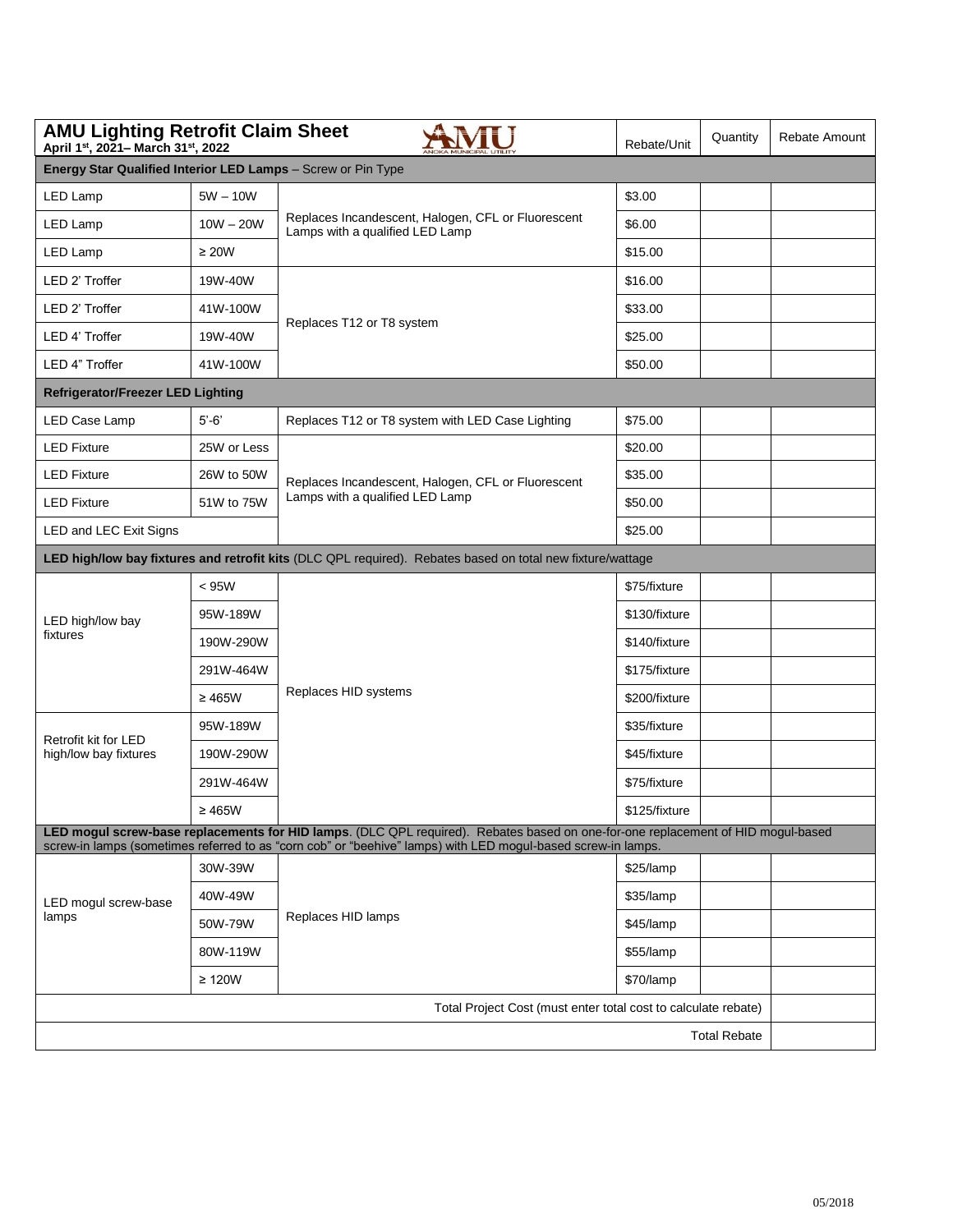| **AMU Lighting Retrofit Claim Sheet** April 1st, 2021– March 31st, 2022 | | AMU ANOKA MUNICIPAL UTILITY | Rebate/Unit | Quantity | Rebate Amount |
|---|---|---|---|---|---|
| **Energy Star Qualified Interior LED Lamps** – Screw or Pin Type | | | | | |
| LED Lamp | 5W – 10W | Replaces Incandescent, Halogen, CFL or Fluorescent Lamps with a qualified LED Lamp | $3.00 | | |
| LED Lamp | 10W – 20W | | $6.00 | | |
| LED Lamp | ≥ 20W | | $15.00 | | |
| LED 2' Troffer | 19W-40W | Replaces T12 or T8 system | $16.00 | | |
| LED 2' Troffer | 41W-100W | | $33.00 | | |
| LED 4' Troffer | 19W-40W | | $25.00 | | |
| LED 4" Troffer | 41W-100W | | $50.00 | | |
| **Refrigerator/Freezer LED Lighting** | | | | | |
| LED Case Lamp | 5'-6' | Replaces T12 or T8 system with LED Case Lighting | $75.00 | | |
| LED Fixture | 25W or Less | Replaces Incandescent, Halogen, CFL or Fluorescent Lamps with a qualified LED Lamp | $20.00 | | |
| LED Fixture | 26W to 50W | | $35.00 | | |
| LED Fixture | 51W to 75W | | $50.00 | | |
| LED and LEC Exit Signs | | | $25.00 | | |
| **LED high/low bay fixtures and retrofit kits** (DLC QPL required). Rebates based on total new fixture/wattage | | | | | |
| LED high/low bay fixtures | < 95W | Replaces HID systems | $75/fixture | | |
| | 95W-189W | | $130/fixture | | |
| | 190W-290W | | $140/fixture | | |
| | 291W-464W | | $175/fixture | | |
| | ≥ 465W | | $200/fixture | | |
| Retrofit kit for LED high/low bay fixtures | 95W-189W | | $35/fixture | | |
| | 190W-290W | | $45/fixture | | |
| | 291W-464W | | $75/fixture | | |
| | ≥ 465W | | $125/fixture | | |
| **LED mogul screw-base replacements for HID lamps**. (DLC QPL required). Rebates based on one-for-one replacement of HID mogul-based screw-in lamps (sometimes referred to as "corn cob" or "beehive" lamps) with LED mogul-based screw-in lamps. | | | | | |
| LED mogul screw-base lamps | 30W-39W | Replaces HID lamps | $25/lamp | | |
| | 40W-49W | | $35/lamp | | |
| | 50W-79W | | $45/lamp | | |
| | 80W-119W | | $55/lamp | | |
| | ≥ 120W | | $70/lamp | | |
| Total Project Cost (must enter total cost to calculate rebate) | | | | | |
| Total Rebate | | | | | |

05/2018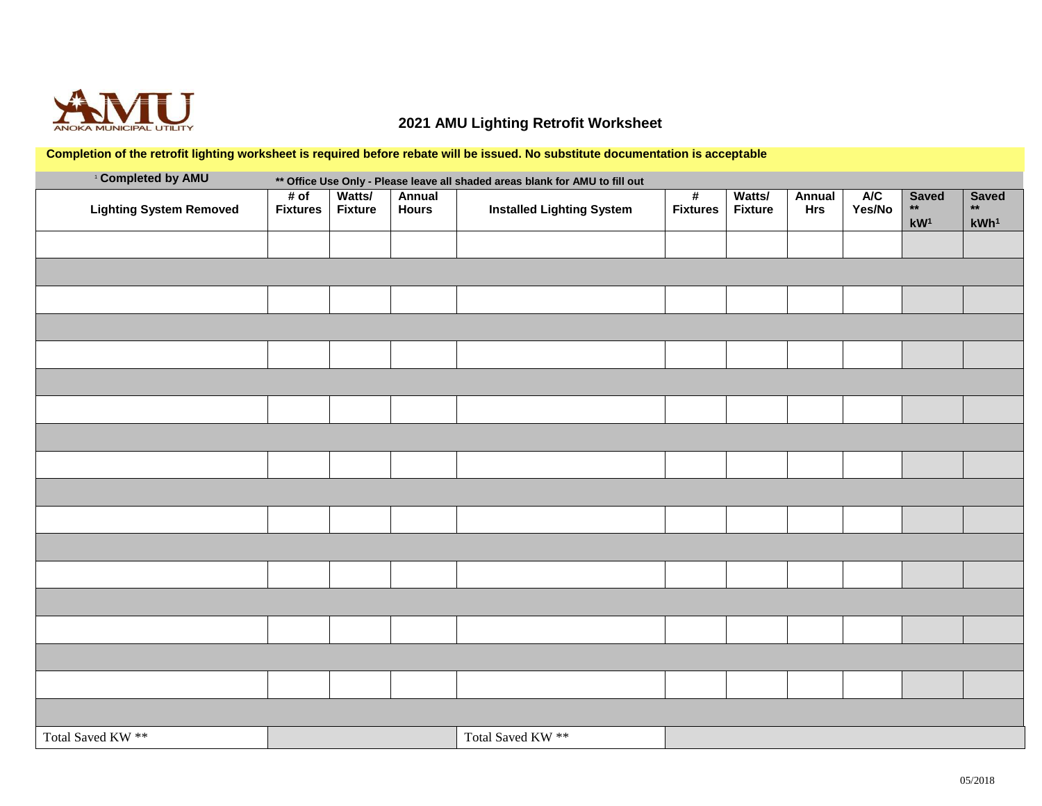AMU ANOKA MUNICIPAL UTILITY

# 2021 AMU Lighting Retrofit Worksheet

**Completion of the retrofit lighting worksheet is required before rebate will be issued. No substitute documentation is acceptable**

[1] **Completed by AMU** — **** Office Use Only - Please leave all shaded areas blank for AMU to fill out**

| Lighting System Removed | # of Fixtures | Watts/ Fixture | Annual Hours | Installed Lighting System | # Fixtures | Watts/ Fixture | Annual Hrs | A/C Yes/No | Saved ** kW[1] | Saved ** kWh[1] |
|---|---|---|---|---|---|---|---|---|---|---|
| | | | | | | | | | | |
| | | | | | | | | | | |
| | | | | | | | | | | |
| | | | | | | | | | | |
| | | | | | | | | | | |
| | | | | | | | | | | |
| | | | | | | | | | | |
| | | | | | | | | | | |
| | | | | | | | | | | |
| | | | | | | | | | | |
| | | | | | | | | | | |
| | | | | | | | | | | |
| | | | | | | | | | | |
| | | | | | | | | | | |
| | | | | | | | | | | |
| | | | | | | | | | | |
| | | | | | | | | | | |
| | | | | | | | | | | |
| Total Saved KW ** | | | | Total Saved KW ** | | | | | | |

05/2018